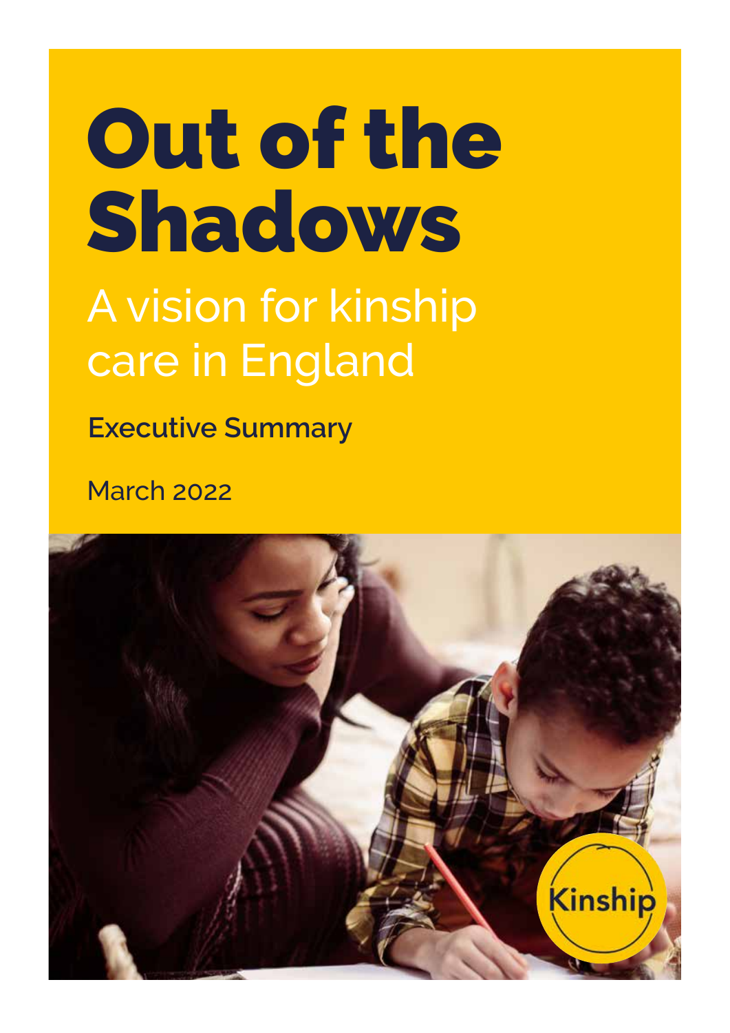# Out of the Shadows

## A vision for kinship care in England

**Executive Summary**

March 2022

Kinship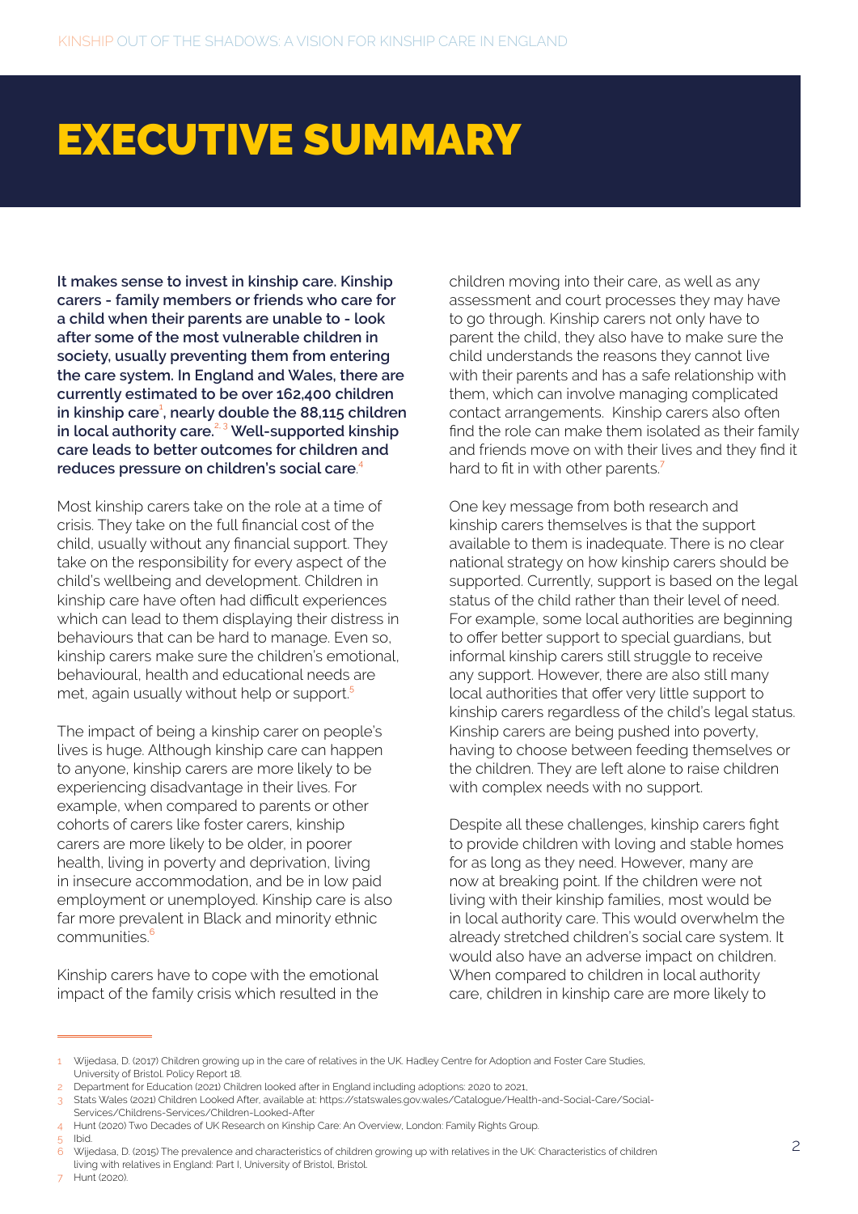# EXECUTIVE SUMMARY

**It makes sense to invest in kinship care. Kinship carers - family members or friends who care for a child when their parents are unable to - look after some of the most vulnerable children in society, usually preventing them from entering the care system. In England and Wales, there are currently estimated to be over 162,400 children in kinship care[1], nearly double the 88,115 children in local authority care.[2, 3] Well-supported kinship care leads to better outcomes for children and reduces pressure on children's social care**.[4]

Most kinship carers take on the role at a time of crisis. They take on the full financial cost of the child, usually without any financial support. They take on the responsibility for every aspect of the child's wellbeing and development. Children in kinship care have often had difficult experiences which can lead to them displaying their distress in behaviours that can be hard to manage. Even so, kinship carers make sure the children's emotional, behavioural, health and educational needs are met, again usually without help or support.[5]

The impact of being a kinship carer on people's lives is huge. Although kinship care can happen to anyone, kinship carers are more likely to be experiencing disadvantage in their lives. For example, when compared to parents or other cohorts of carers like foster carers, kinship carers are more likely to be older, in poorer health, living in poverty and deprivation, living in insecure accommodation, and be in low paid employment or unemployed. Kinship care is also far more prevalent in Black and minority ethnic communities.[6]

Kinship carers have to cope with the emotional impact of the family crisis which resulted in the children moving into their care, as well as any assessment and court processes they may have to go through. Kinship carers not only have to parent the child, they also have to make sure the child understands the reasons they cannot live with their parents and has a safe relationship with them, which can involve managing complicated contact arrangements. Kinship carers also often find the role can make them isolated as their family and friends move on with their lives and they find it hard to fit in with other parents.[7]

One key message from both research and kinship carers themselves is that the support available to them is inadequate. There is no clear national strategy on how kinship carers should be supported. Currently, support is based on the legal status of the child rather than their level of need. For example, some local authorities are beginning to offer better support to special guardians, but informal kinship carers still struggle to receive any support. However, there are also still many local authorities that offer very little support to kinship carers regardless of the child's legal status. Kinship carers are being pushed into poverty, having to choose between feeding themselves or the children. They are left alone to raise children with complex needs with no support.

Despite all these challenges, kinship carers fight to provide children with loving and stable homes for as long as they need. However, many are now at breaking point. If the children were not living with their kinship families, most would be in local authority care. This would overwhelm the already stretched children's social care system. It would also have an adverse impact on children. When compared to children in local authority care, children in kinship care are more likely to

---

1 Wijedasa, D. (2017) Children growing up in the care of relatives in the UK. Hadley Centre for Adoption and Foster Care Studies, University of Bristol. Policy Report 18.

2 Department for Education (2021) Children looked after in England including adoptions: 2020 to 2021.

3 Stats Wales (2021) Children Looked After, available at: https://statswales.gov.wales/Catalogue/Health-and-Social-Care/Social-Services/Childrens-Services/Children-Looked-After

4 Hunt (2020) Two Decades of UK Research on Kinship Care: An Overview, London: Family Rights Group.

5 Ibid.

6 Wijedasa, D. (2015) The prevalence and characteristics of children growing up with relatives in the UK: Characteristics of children living with relatives in England: Part I, University of Bristol, Bristol.

7 Hunt (2020).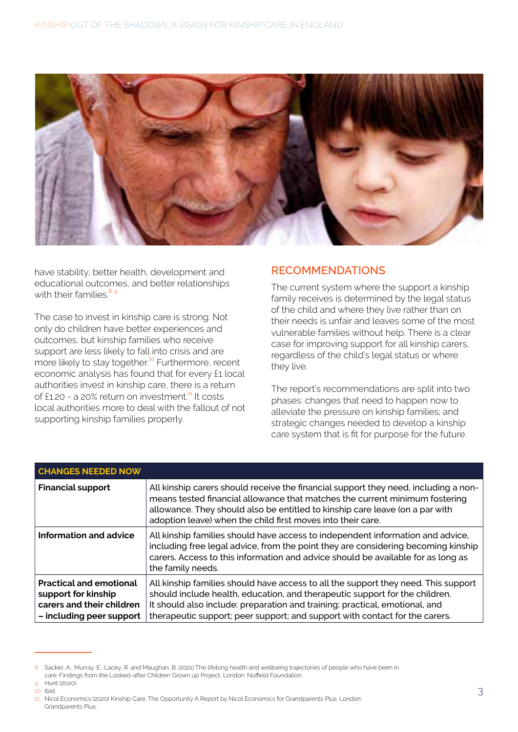have stability, better health, development and educational outcomes, and better relationships with their families.[8, 9]

The case to invest in kinship care is strong. Not only do children have better experiences and outcomes, but kinship families who receive support are less likely to fall into crisis and are more likely to stay together.[10] Furthermore, recent economic analysis has found that for every £1 local authorities invest in kinship care, there is a return of £1.20 - a 20% return on investment.[11] It costs local authorities more to deal with the fallout of not supporting kinship families properly.

## RECOMMENDATIONS

The current system where the support a kinship family receives is determined by the legal status of the child and where they live rather than on their needs is unfair and leaves some of the most vulnerable families without help. There is a clear case for improving support for all kinship carers, regardless of the child's legal status or where they live.

The report's recommendations are split into two phases: changes that need to happen now to alleviate the pressure on kinship families; and strategic changes needed to develop a kinship care system that is fit for purpose for the future.

| CHANGES NEEDED NOW | |
|---|---|
| **Financial support** | All kinship carers should receive the financial support they need, including a non-means tested financial allowance that matches the current minimum fostering allowance. They should also be entitled to kinship care leave (on a par with adoption leave) when the child first moves into their care. |
| **Information and advice** | All kinship families should have access to independent information and advice, including free legal advice, from the point they are considering becoming kinship carers. Access to this information and advice should be available for as long as the family needs. |
| **Practical and emotional support for kinship carers and their children – including peer support** | All kinship families should have access to all the support they need. This support should include health, education, and therapeutic support for the children. It should also include: preparation and training; practical, emotional, and therapeutic support; peer support; and support with contact for the carers. |

---

8 Sacker, A., Murray, E., Lacey, R. and Maughan, B. (2021) The lifelong health and wellbeing trajectories of people who have been in care: Findings from the Looked-after Children Grown up Project. London: Nuffield Foundation.

9 Hunt (2020).

10 Ibid.

11 Nicol Economics (2020) Kinship Care: The Opportunity A Report by Nicol Economics for Grandparents Plus. London: Grandparents Plus.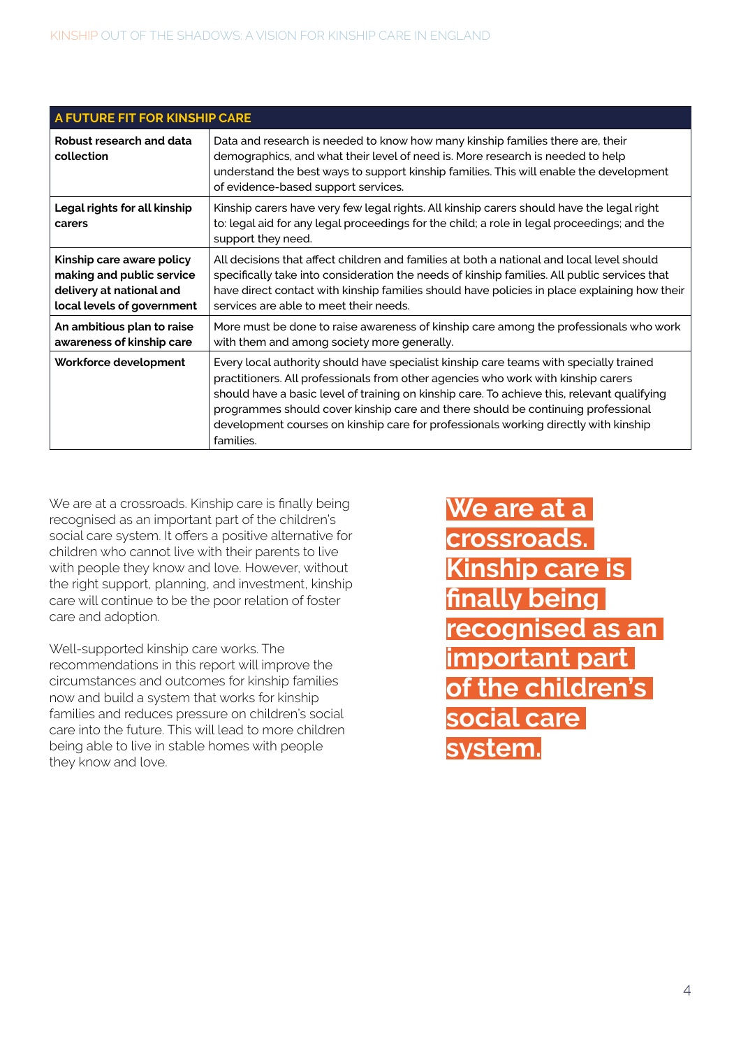| A FUTURE FIT FOR KINSHIP CARE | |
|---|---|
| **Robust research and data collection** | Data and research is needed to know how many kinship families there are, their demographics, and what their level of need is. More research is needed to help understand the best ways to support kinship families. This will enable the development of evidence-based support services. |
| **Legal rights for all kinship carers** | Kinship carers have very few legal rights. All kinship carers should have the legal right to: legal aid for any legal proceedings for the child; a role in legal proceedings; and the support they need. |
| **Kinship care aware policy making and public service delivery at national and local levels of government** | All decisions that affect children and families at both a national and local level should specifically take into consideration the needs of kinship families. All public services that have direct contact with kinship families should have policies in place explaining how their services are able to meet their needs. |
| **An ambitious plan to raise awareness of kinship care** | More must be done to raise awareness of kinship care among the professionals who work with them and among society more generally. |
| **Workforce development** | Every local authority should have specialist kinship care teams with specially trained practitioners. All professionals from other agencies who work with kinship carers should have a basic level of training on kinship care. To achieve this, relevant qualifying programmes should cover kinship care and there should be continuing professional development courses on kinship care for professionals working directly with kinship families. |

We are at a crossroads. Kinship care is finally being recognised as an important part of the children's social care system. It offers a positive alternative for children who cannot live with their parents to live with people they know and love. However, without the right support, planning, and investment, kinship care will continue to be the poor relation of foster care and adoption.

Well-supported kinship care works. The recommendations in this report will improve the circumstances and outcomes for kinship families now and build a system that works for kinship families and reduces pressure on children's social care into the future. This will lead to more children being able to live in stable homes with people they know and love.

**We are at a crossroads. Kinship care is finally being recognised as an important part of the children's social care system.**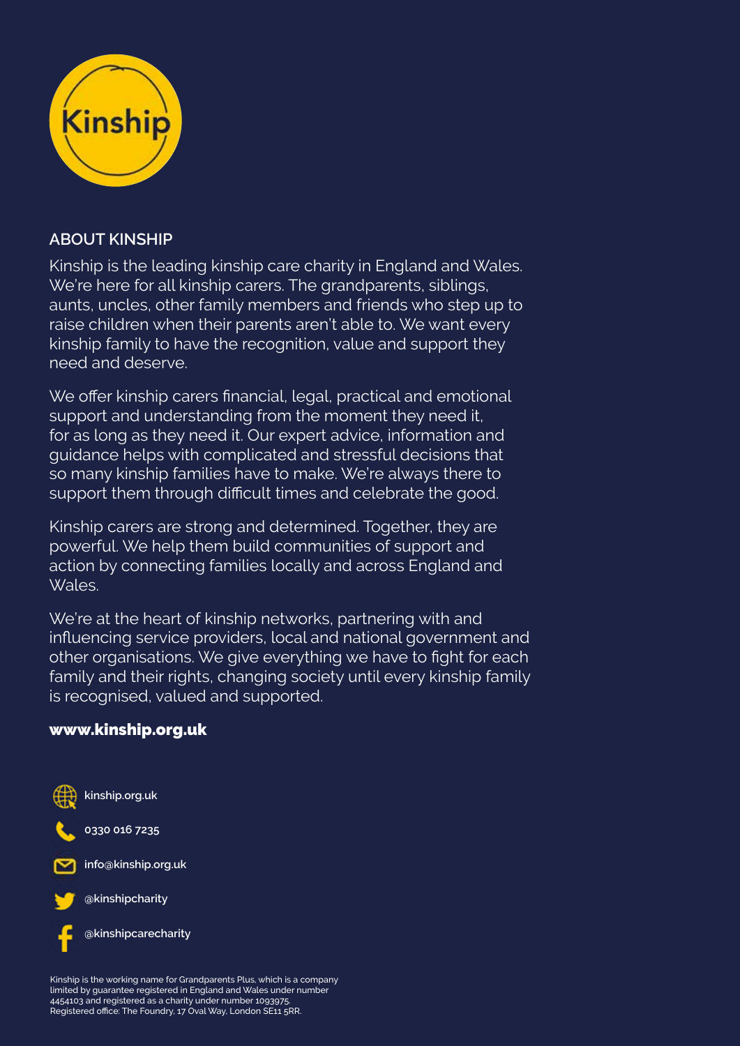Kinship

## ABOUT KINSHIP

Kinship is the leading kinship care charity in England and Wales. We're here for all kinship carers. The grandparents, siblings, aunts, uncles, other family members and friends who step up to raise children when their parents aren't able to. We want every kinship family to have the recognition, value and support they need and deserve.

We offer kinship carers financial, legal, practical and emotional support and understanding from the moment they need it, for as long as they need it. Our expert advice, information and guidance helps with complicated and stressful decisions that so many kinship families have to make. We're always there to support them through difficult times and celebrate the good.

Kinship carers are strong and determined. Together, they are powerful. We help them build communities of support and action by connecting families locally and across England and Wales.

We're at the heart of kinship networks, partnering with and influencing service providers, local and national government and other organisations. We give everything we have to fight for each family and their rights, changing society until every kinship family is recognised, valued and supported.

**www.kinship.org.uk**

**kinship.org.uk**

**0330 016 7235**

**info@kinship.org.uk**

**@kinshipcharity**

**@kinshipcarecharity**

Kinship is the working name for Grandparents Plus, which is a company limited by guarantee registered in England and Wales under number 4454103 and registered as a charity under number 1093975.
Registered office: The Foundry, 17 Oval Way, London SE11 5RR.